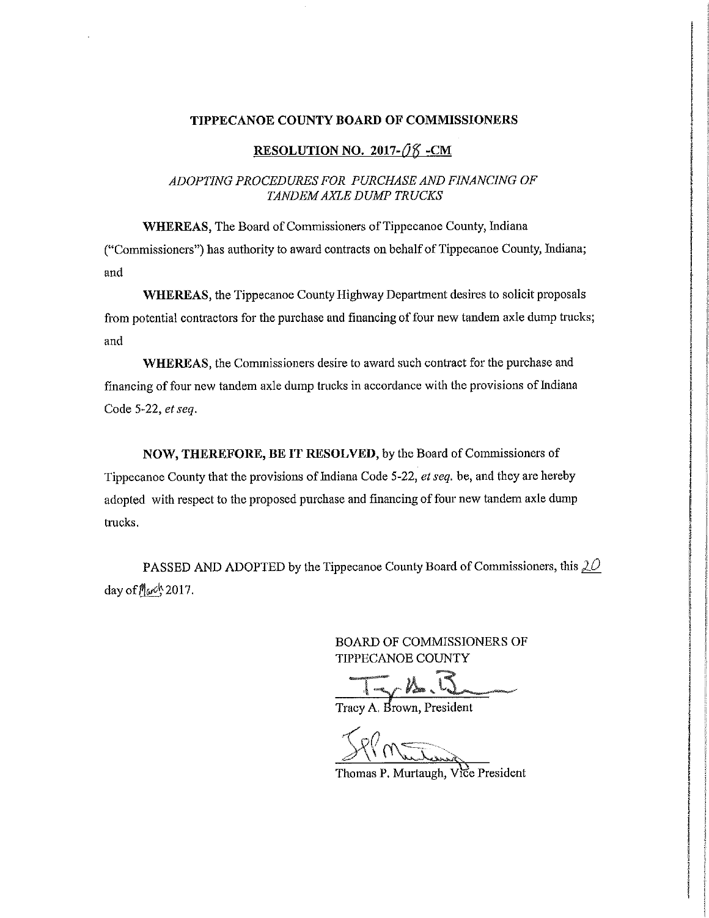**TIPPECANOE COUNTY BOARD OF COMMISSIONERS**

**RESOLUTION NO. 2017-08 -CM**

*ADOPTING PROCEDURES FOR PURCHASE AND FINANCING OF TANDEM AXLE DUMP TRUCKS*

**WHEREAS,** The Board of Commissioners of Tippecanoe County, Indiana ("Commissioners") has authority to award contracts on behalf of Tippecanoe County, Indiana; and

**WHEREAS,** the Tippecanoe County Highway Department desires to solicit proposals from potential contractors for the purchase and financing of four new tandem axle dump trucks; and

**WHEREAS,** the Commissioners desire to award such contract for the purchase and financing of four new tandem axle dump trucks in accordance with the provisions of Indiana Code 5-22, *et seq.*

**NOW, THEREFORE, BE IT RESOLVED,** by the Board of Commissioners of Tippecanoe County that the provisions of Indiana Code 5-22, *et seq.* be, and they are hereby adopted with respect to the proposed purchase and financing of four new tandem axle dump trucks.

PASSED AND ADOPTED by the Tippecanoe County Board of Commissioners, this 20 day of March 2017.

BOARD OF COMMISSIONERS OF TIPPECANOE COUNTY

Tracy A. Brown, President

Thomas P. Murtaugh, Vice President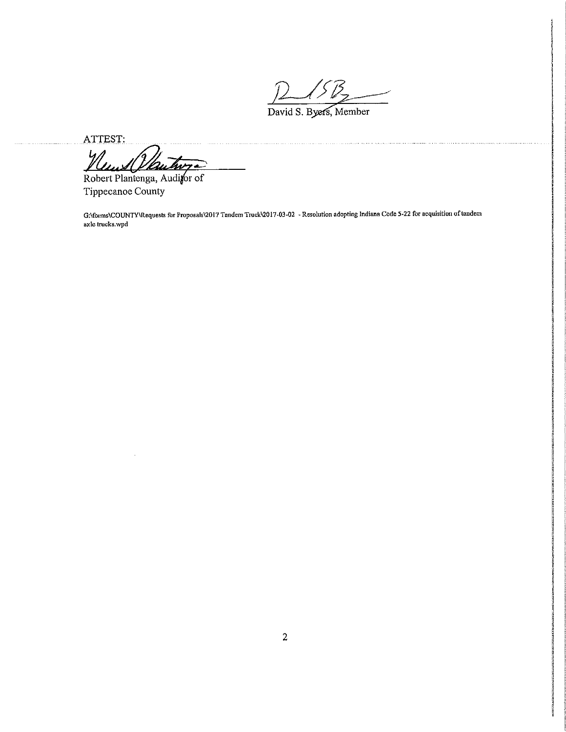David S. Byers, Member

ATTEST:

Robert Plantenga, Auditor of
Tippecanoe County

G:\forms\COUNTY\Requests for Proposals\2017 Tandem Truck\2017-03-02 - Resolution adopting Indiana Code 5-22 for acquisition of tandem axle trucks.wpd